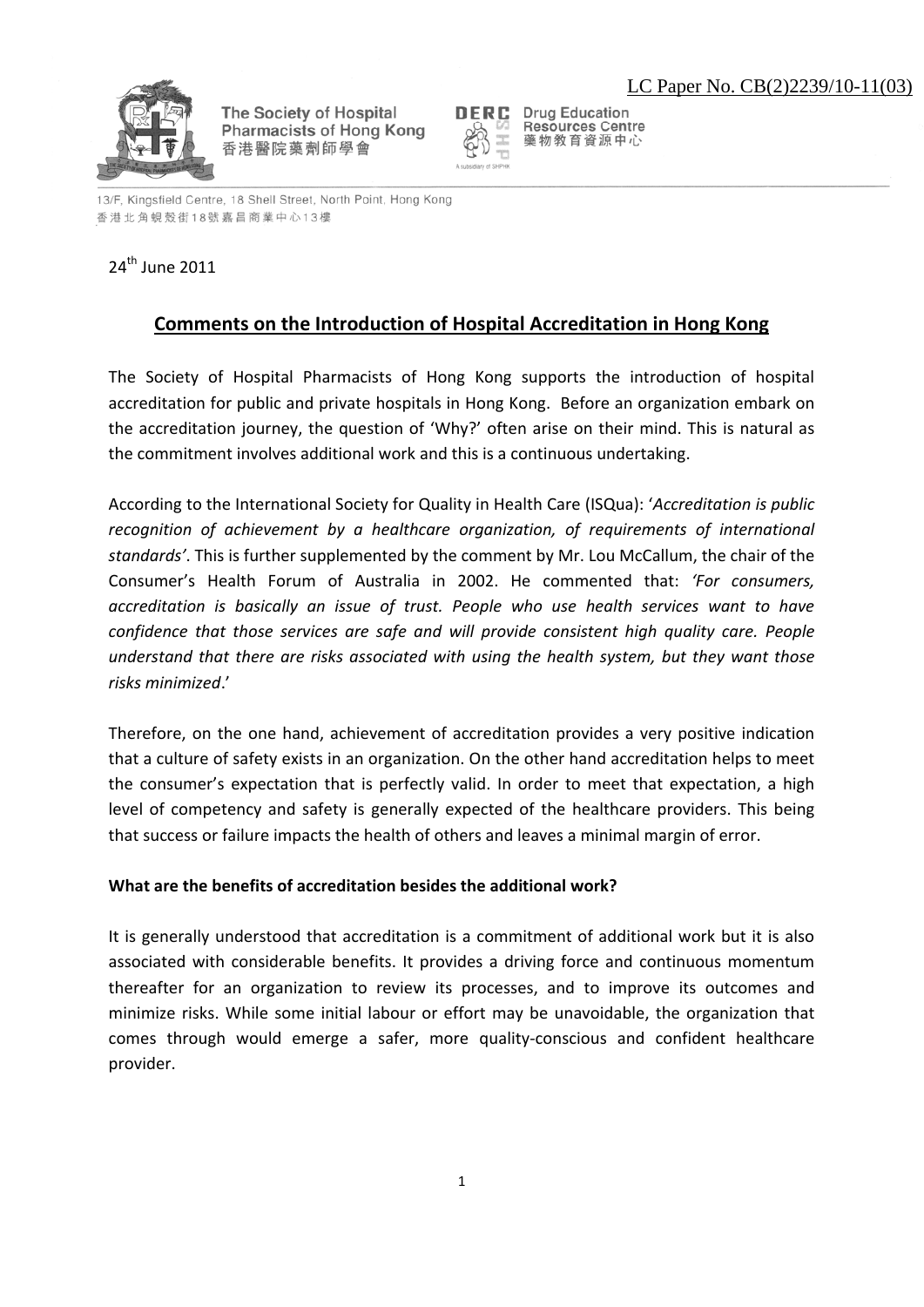LC Paper No. CB(2)2239/10-11(03)

The Society of Hospital Pharmacists of Hong Kong
香港醫院藥劑師學會

DERC Drug Education Resources Centre
藥物教育資源中心

13/F, Kingsfield Centre, 18 Shell Street, North Point, Hong Kong
香港北角蜆殼街18號嘉昌商業中心13樓

24th June 2011

## Comments on the Introduction of Hospital Accreditation in Hong Kong

The Society of Hospital Pharmacists of Hong Kong supports the introduction of hospital accreditation for public and private hospitals in Hong Kong. Before an organization embark on the accreditation journey, the question of 'Why?' often arise on their mind. This is natural as the commitment involves additional work and this is a continuous undertaking.

According to the International Society for Quality in Health Care (ISQua): '*Accreditation is public recognition of achievement by a healthcare organization, of requirements of international standards'*. This is further supplemented by the comment by Mr. Lou McCallum, the chair of the Consumer's Health Forum of Australia in 2002. He commented that: *'For consumers, accreditation is basically an issue of trust. People who use health services want to have confidence that those services are safe and will provide consistent high quality care. People understand that there are risks associated with using the health system, but they want those risks minimized*.'

Therefore, on the one hand, achievement of accreditation provides a very positive indication that a culture of safety exists in an organization. On the other hand accreditation helps to meet the consumer's expectation that is perfectly valid. In order to meet that expectation, a high level of competency and safety is generally expected of the healthcare providers. This being that success or failure impacts the health of others and leaves a minimal margin of error.

**What are the benefits of accreditation besides the additional work?**

It is generally understood that accreditation is a commitment of additional work but it is also associated with considerable benefits. It provides a driving force and continuous momentum thereafter for an organization to review its processes, and to improve its outcomes and minimize risks. While some initial labour or effort may be unavoidable, the organization that comes through would emerge a safer, more quality-conscious and confident healthcare provider.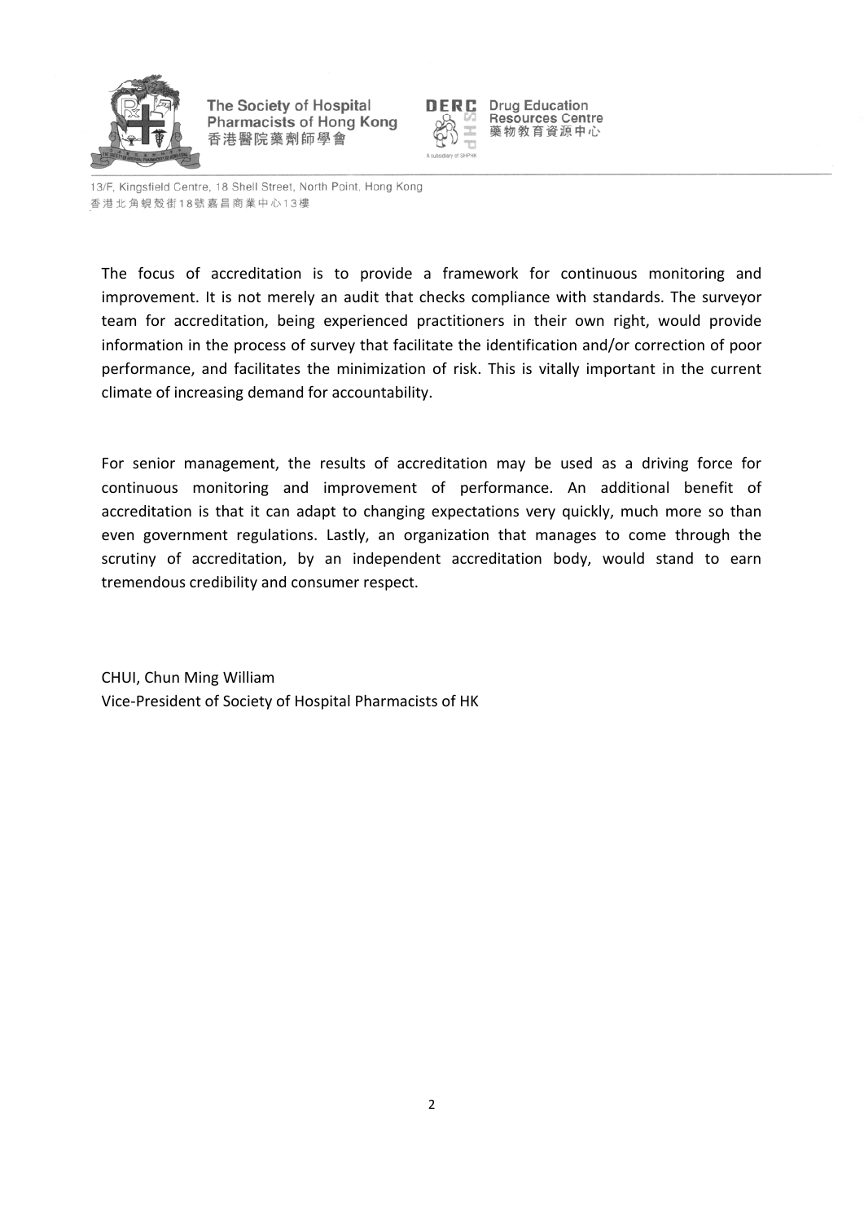The Society of Hospital Pharmacists of Hong Kong
香港醫院藥劑師學會

Drug Education Resources Centre
藥物教育資源中心

13/F, Kingsfield Centre, 18 Shell Street, North Point, Hong Kong
香港北角蜆殼街18號嘉昌商業中心13樓

The focus of accreditation is to provide a framework for continuous monitoring and improvement. It is not merely an audit that checks compliance with standards. The surveyor team for accreditation, being experienced practitioners in their own right, would provide information in the process of survey that facilitate the identification and/or correction of poor performance, and facilitates the minimization of risk. This is vitally important in the current climate of increasing demand for accountability.

For senior management, the results of accreditation may be used as a driving force for continuous monitoring and improvement of performance. An additional benefit of accreditation is that it can adapt to changing expectations very quickly, much more so than even government regulations. Lastly, an organization that manages to come through the scrutiny of accreditation, by an independent accreditation body, would stand to earn tremendous credibility and consumer respect.

CHUI, Chun Ming William
Vice-President of Society of Hospital Pharmacists of HK